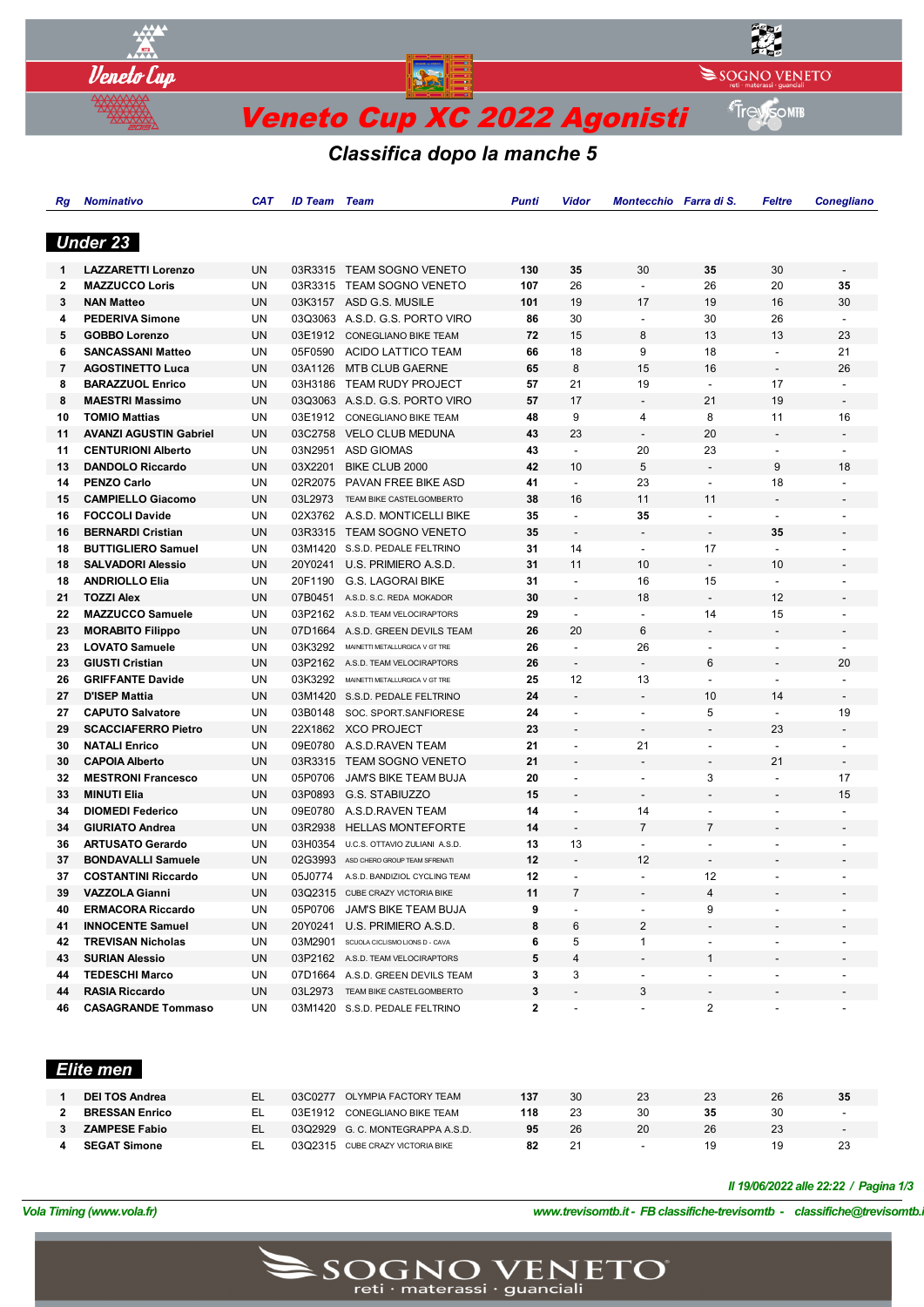# Veneto Cup XC 2022 Agonisti

## Classifica dopo la manche 5

### Under 23

| Rg | Nominativo | CAT | ID Team | Team | Punti | Vidor | Montecchio | Farra di S. | Feltre | Conegliano |
|---|---|---|---|---|---|---|---|---|---|---|
| 1 | **LAZZARETTI Lorenzo** | UN | 03R3315 | TEAM SOGNO VENETO | **130** | **35** | 30 | **35** | 30 | - |
| 2 | **MAZZUCCO Loris** | UN | 03R3315 | TEAM SOGNO VENETO | **107** | 26 | - | 26 | 20 | **35** |
| 3 | **NAN Matteo** | UN | 03K3157 | ASD G.S. MUSILE | **101** | 19 | 17 | 19 | 16 | 30 |
| 4 | **PEDERIVA Simone** | UN | 03Q3063 | A.S.D. G.S. PORTO VIRO | **86** | 30 | - | 30 | 26 | - |
| 5 | **GOBBO Lorenzo** | UN | 03E1912 | CONEGLIANO BIKE TEAM | **72** | 15 | 8 | 13 | 13 | 23 |
| 6 | **SANCASSANI Matteo** | UN | 05F0590 | ACIDO LATTICO TEAM | **66** | 18 | 9 | 18 | - | 21 |
| 7 | **AGOSTINETTO Luca** | UN | 03A1126 | MTB CLUB GAERNE | **65** | 8 | 15 | 16 | - | 26 |
| 8 | **BARAZZUOL Enrico** | UN | 03H3186 | TEAM RUDY PROJECT | **57** | 21 | 19 | - | 17 | - |
| 8 | **MAESTRI Massimo** | UN | 03Q3063 | A.S.D. G.S. PORTO VIRO | **57** | 17 | - | 21 | 19 | - |
| 10 | **TOMIO Mattias** | UN | 03E1912 | CONEGLIANO BIKE TEAM | **48** | 9 | 4 | 8 | 11 | 16 |
| 11 | **AVANZI AGUSTIN Gabriel** | UN | 03C2758 | VELO CLUB MEDUNA | **43** | 23 | - | 20 | - | - |
| 11 | **CENTURIONI Alberto** | UN | 03N2951 | ASD GIOMAS | **43** | - | 20 | 23 | - | - |
| 13 | **DANDOLO Riccardo** | UN | 03X2201 | BIKE CLUB 2000 | **42** | 10 | 5 | - | 9 | 18 |
| 14 | **PENZO Carlo** | UN | 02R2075 | PAVAN FREE BIKE ASD | **41** | - | 23 | - | 18 | - |
| 15 | **CAMPIELLO Giacomo** | UN | 03L2973 | TEAM BIKE CASTELGOMBERTO | **38** | 16 | 11 | 11 | - | - |
| 16 | **FOCCOLI Davide** | UN | 02X3762 | A.S.D. MONTICELLI BIKE | **35** | - | **35** | - | - | - |
| 16 | **BERNARDI Cristian** | UN | 03R3315 | TEAM SOGNO VENETO | **35** | - | - | - | **35** | - |
| 18 | **BUTTIGLIERO Samuel** | UN | 03M1420 | S.S.D. PEDALE FELTRINO | **31** | 14 | - | 17 | - | - |
| 18 | **SALVADORI Alessio** | UN | 20Y0241 | U.S. PRIMIERO A.S.D. | **31** | 11 | 10 | - | 10 | - |
| 18 | **ANDRIOLLO Elia** | UN | 20F1190 | G.S. LAGORAI BIKE | **31** | - | 16 | 15 | - | - |
| 21 | **TOZZI Alex** | UN | 07B0451 | A.S.D. S.C. REDA MOKADOR | **30** | - | 18 | - | 12 | - |
| 22 | **MAZZUCCO Samuele** | UN | 03P2162 | A.S.D. TEAM VELOCIRAPTORS | **29** | - | - | 14 | 15 | - |
| 23 | **MORABITO Filippo** | UN | 07D1664 | A.S.D. GREEN DEVILS TEAM | **26** | 20 | 6 | - | - | - |
| 23 | **LOVATO Samuele** | UN | 03K3292 | MAINETTI METALLURGICA V GT TRE | **26** | - | 26 | - | - | - |
| 23 | **GIUSTI Cristian** | UN | 03P2162 | A.S.D. TEAM VELOCIRAPTORS | **26** | - | - | 6 | - | 20 |
| 26 | **GRIFFANTE Davide** | UN | 03K3292 | MAINETTI METALLURGICA V GT TRE | **25** | 12 | 13 | - | - | - |
| 27 | **D'ISEP Mattia** | UN | 03M1420 | S.S.D. PEDALE FELTRINO | **24** | - | - | 10 | 14 | - |
| 27 | **CAPUTO Salvatore** | UN | 03B0148 | SOC. SPORT.SANFIORESE | **24** | - | - | 5 | - | 19 |
| 29 | **SCACCIAFERRO Pietro** | UN | 22X1862 | XCO PROJECT | **23** | - | - | - | 23 | - |
| 30 | **NATALI Enrico** | UN | 09E0780 | A.S.D.RAVEN TEAM | **21** | - | 21 | - | - | - |
| 30 | **CAPOIA Alberto** | UN | 03R3315 | TEAM SOGNO VENETO | **21** | - | - | - | 21 | - |
| 32 | **MESTRONI Francesco** | UN | 05P0706 | JAM'S BIKE TEAM BUJA | **20** | - | - | 3 | - | 17 |
| 33 | **MINUTI Elia** | UN | 03P0893 | G.S. STABIUZZO | **15** | - | - | - | - | 15 |
| 34 | **DIOMEDI Federico** | UN | 09E0780 | A.S.D.RAVEN TEAM | **14** | - | 14 | - | - | - |
| 34 | **GIURIATO Andrea** | UN | 03R2938 | HELLAS MONTEFORTE | **14** | - | 7 | 7 | - | - |
| 36 | **ARTUSATO Gerardo** | UN | 03H0354 | U.C.S. OTTAVIO ZULIANI A.S.D. | **13** | 13 | - | - | - | - |
| 37 | **BONDAVALLI Samuele** | UN | 02G3993 | ASD CHERO GROUP TEAM SFRENATI | **12** | - | 12 | - | - | - |
| 37 | **COSTANTINI Riccardo** | UN | 05J0774 | A.S.D. BANDIZIOL CYCLING TEAM | **12** | - | - | 12 | - | - |
| 39 | **VAZZOLA Gianni** | UN | 03Q2315 | CUBE CRAZY VICTORIA BIKE | **11** | 7 | - | 4 | - | - |
| 40 | **ERMACORA Riccardo** | UN | 05P0706 | JAM'S BIKE TEAM BUJA | **9** | - | - | 9 | - | - |
| 41 | **INNOCENTE Samuel** | UN | 20Y0241 | U.S. PRIMIERO A.S.D. | **8** | 6 | 2 | - | - | - |
| 42 | **TREVISAN Nicholas** | UN | 03M2901 | SCUOLA CICLISMO LIONS D - CAVA | **6** | 5 | 1 | - | - | - |
| 43 | **SURIAN Alessio** | UN | 03P2162 | A.S.D. TEAM VELOCIRAPTORS | **5** | 4 | - | 1 | - | - |
| 44 | **TEDESCHI Marco** | UN | 07D1664 | A.S.D. GREEN DEVILS TEAM | **3** | 3 | - | - | - | - |
| 44 | **RASIA Riccardo** | UN | 03L2973 | TEAM BIKE CASTELGOMBERTO | **3** | - | 3 | - | - | - |
| 46 | **CASAGRANDE Tommaso** | UN | 03M1420 | S.S.D. PEDALE FELTRINO | **2** | - | - | 2 | - | - |

### Elite men

| Rg | Nominativo | CAT | ID Team | Team | Punti | Vidor | Montecchio | Farra di S. | Feltre | Conegliano |
|---|---|---|---|---|---|---|---|---|---|---|
| 1 | **DEI TOS Andrea** | EL | 03C0277 | OLYMPIA FACTORY TEAM | **137** | 30 | 23 | 23 | 26 | **35** |
| 2 | **BRESSAN Enrico** | EL | 03E1912 | CONEGLIANO BIKE TEAM | **118** | 23 | 30 | **35** | 30 | - |
| 3 | **ZAMPESE Fabio** | EL | 03Q2929 | G. C. MONTEGRAPPA A.S.D. | **95** | 26 | 20 | 26 | 23 | - |
| 4 | **SEGAT Simone** | EL | 03Q2315 | CUBE CRAZY VICTORIA BIKE | **82** | 21 | - | 19 | 19 | 23 |

*Il 19/06/2022 alle 22:22 / Pagina 1/3*

*Vola Timing (www.vola.fr)* — *www.trevisomtb.it - FB classifiche-trevisomtb - classifiche@trevisomtb.i*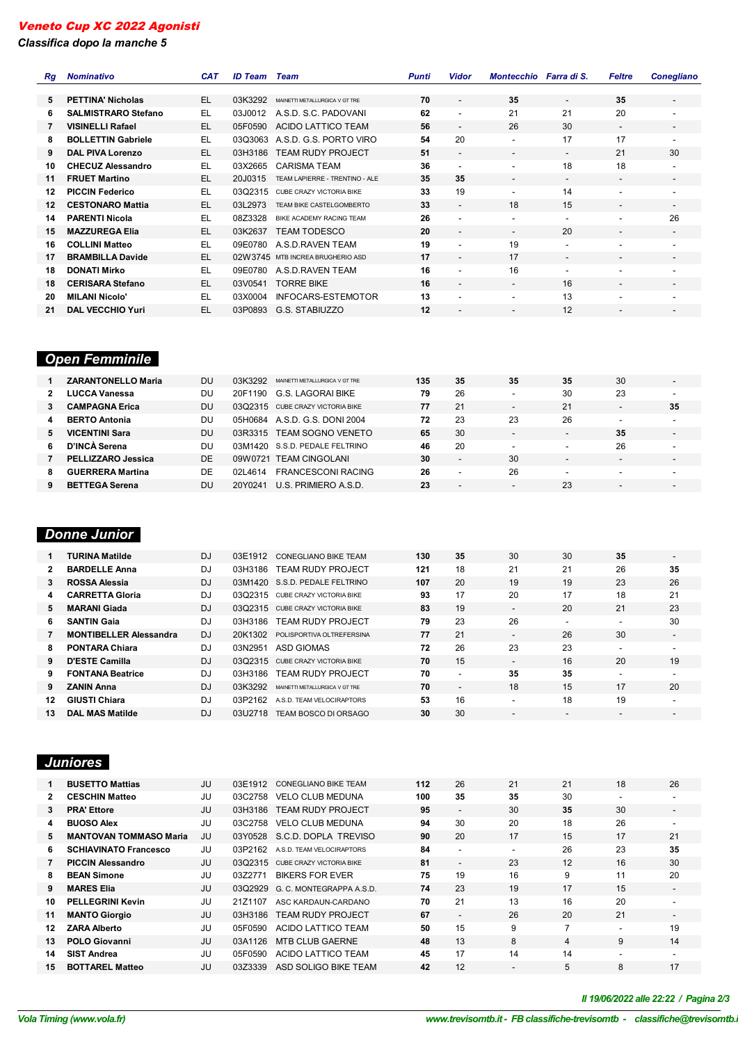# Veneto Cup XC 2022 Agonisti

*Classifica dopo la manche 5*

| Rg | Nominativo | CAT | ID Team | Team | Punti | Vidor | Montecchio | Farra di S. | Feltre | Conegliano |
|---|---|---|---|---|---|---|---|---|---|---|
| 5 | **PETTINA' Nicholas** | EL | 03K3292 | MAINETTI METALLURGICA V GT TRE | **70** | - | 35 | - | 35 | - |
| 6 | **SALMISTRARO Stefano** | EL | 03J0012 | A.S.D. S.C. PADOVANI | **62** | - | 21 | 21 | 20 | - |
| 7 | **VISINELLI Rafael** | EL | 05F0590 | ACIDO LATTICO TEAM | **56** | - | 26 | 30 | - | - |
| 8 | **BOLLETTIN Gabriele** | EL | 03Q3063 | A.S.D. G.S. PORTO VIRO | **54** | 20 | - | 17 | 17 | - |
| 9 | **DAL PIVA Lorenzo** | EL | 03H3186 | TEAM RUDY PROJECT | **51** | - | - | - | 21 | 30 |
| 10 | **CHECUZ Alessandro** | EL | 03X2665 | CARISMA TEAM | **36** | - | - | 18 | 18 | - |
| 11 | **FRUET Martino** | EL | 20J0315 | TEAM LAPIERRE - TRENTINO - ALE | **35** | **35** | - | - | - | - |
| 12 | **PICCIN Federico** | EL | 03Q2315 | CUBE CRAZY VICTORIA BIKE | **33** | 19 | - | 14 | - | - |
| 12 | **CESTONARO Mattia** | EL | 03L2973 | TEAM BIKE CASTELGOMBERTO | **33** | - | 18 | 15 | - | - |
| 14 | **PARENTI Nicola** | EL | 08Z3328 | BIKE ACADEMY RACING TEAM | **26** | - | - | - | - | 26 |
| 15 | **MAZZUREGA Elia** | EL | 03K2637 | TEAM TODESCO | **20** | - | - | 20 | - | - |
| 16 | **COLLINI Matteo** | EL | 09E0780 | A.S.D.RAVEN TEAM | **19** | - | 19 | - | - | - |
| 17 | **BRAMBILLA Davide** | EL | 02W3745 | MTB INCREA BRUGHERIO ASD | **17** | - | 17 | - | - | - |
| 18 | **DONATI Mirko** | EL | 09E0780 | A.S.D.RAVEN TEAM | **16** | - | 16 | - | - | - |
| 18 | **CERISARA Stefano** | EL | 03V0541 | TORRE BIKE | **16** | - | - | 16 | - | - |
| 20 | **MILANI Nicolo'** | EL | 03X0004 | INFOCARS-ESTEMOTOR | **13** | - | - | 13 | - | - |
| 21 | **DAL VECCHIO Yuri** | EL | 03P0893 | G.S. STABIUZZO | **12** | - | - | 12 | - | - |

## Open Femminile

| Rg | Nominativo | CAT | ID Team | Team | Punti | Vidor | Montecchio | Farra di S. | Feltre | Conegliano |
|---|---|---|---|---|---|---|---|---|---|---|
| 1 | **ZARANTONELLO Maria** | DU | 03K3292 | MAINETTI METALLURGICA V GT TRE | **135** | **35** | **35** | **35** | 30 | - |
| 2 | **LUCCA Vanessa** | DU | 20F1190 | G.S. LAGORAI BIKE | **79** | 26 | - | 30 | 23 | - |
| 3 | **CAMPAGNA Erica** | DU | 03Q2315 | CUBE CRAZY VICTORIA BIKE | **77** | 21 | - | 21 | - | **35** |
| 4 | **BERTO Antonia** | DU | 05H0684 | A.S.D. G.S. DONI 2004 | **72** | 23 | 23 | 26 | - | - |
| 5 | **VICENTINI Sara** | DU | 03R3315 | TEAM SOGNO VENETO | **65** | 30 | - | - | **35** | - |
| 6 | **D'INCÀ Serena** | DU | 03M1420 | S.S.D. PEDALE FELTRINO | **46** | 20 | - | - | 26 | - |
| 7 | **PELLIZZARO Jessica** | DE | 09W0721 | TEAM CINGOLANI | **30** | - | 30 | - | - | - |
| 8 | **GUERRERA Martina** | DE | 02L4614 | FRANCESCONI RACING | **26** | - | 26 | - | - | - |
| 9 | **BETTEGA Serena** | DU | 20Y0241 | U.S. PRIMIERO A.S.D. | **23** | - | - | 23 | - | - |

## Donne Junior

| Rg | Nominativo | CAT | ID Team | Team | Punti | Vidor | Montecchio | Farra di S. | Feltre | Conegliano |
|---|---|---|---|---|---|---|---|---|---|---|
| 1 | **TURINA Matilde** | DJ | 03E1912 | CONEGLIANO BIKE TEAM | **130** | **35** | 30 | 30 | **35** | - |
| 2 | **BARDELLE Anna** | DJ | 03H3186 | TEAM RUDY PROJECT | **121** | 18 | 21 | 21 | 26 | **35** |
| 3 | **ROSSA Alessia** | DJ | 03M1420 | S.S.D. PEDALE FELTRINO | **107** | 20 | 19 | 19 | 23 | 26 |
| 4 | **CARRETTA Gloria** | DJ | 03Q2315 | CUBE CRAZY VICTORIA BIKE | **93** | 17 | 20 | 17 | 18 | 21 |
| 5 | **MARANI Giada** | DJ | 03Q2315 | CUBE CRAZY VICTORIA BIKE | **83** | 19 | - | 20 | 21 | 23 |
| 6 | **SANTIN Gaia** | DJ | 03H3186 | TEAM RUDY PROJECT | **79** | 23 | 26 | - | - | 30 |
| 7 | **MONTIBELLER Alessandra** | DJ | 20K1302 | POLISPORTIVA OLTREFERSINA | **77** | 21 | - | 26 | 30 | - |
| 8 | **PONTARA Chiara** | DJ | 03N2951 | ASD GIOMAS | **72** | 26 | 23 | 23 | - | - |
| 9 | **D'ESTE Camilla** | DJ | 03Q2315 | CUBE CRAZY VICTORIA BIKE | **70** | 15 | - | 16 | 20 | 19 |
| 9 | **FONTANA Beatrice** | DJ | 03H3186 | TEAM RUDY PROJECT | **70** | - | **35** | **35** | - | - |
| 9 | **ZANIN Anna** | DJ | 03K3292 | MAINETTI METALLURGICA V GT TRE | **70** | - | 18 | 15 | 17 | 20 |
| 12 | **GIUSTI Chiara** | DJ | 03P2162 | A.S.D. TEAM VELOCIRAPTORS | **53** | 16 | - | 18 | 19 | - |
| 13 | **DAL MAS Matilde** | DJ | 03U2718 | TEAM BOSCO DI ORSAGO | **30** | 30 | - | - | - | - |

## Juniores

| Rg | Nominativo | CAT | ID Team | Team | Punti | Vidor | Montecchio | Farra di S. | Feltre | Conegliano |
|---|---|---|---|---|---|---|---|---|---|---|
| 1 | **BUSETTO Mattias** | JU | 03E1912 | CONEGLIANO BIKE TEAM | **112** | 26 | 21 | 21 | 18 | 26 |
| 2 | **CESCHIN Matteo** | JU | 03C2758 | VELO CLUB MEDUNA | **100** | **35** | **35** | 30 | - | - |
| 3 | **PRA' Ettore** | JU | 03H3186 | TEAM RUDY PROJECT | **95** | - | 30 | **35** | 30 | - |
| 4 | **BUOSO Alex** | JU | 03C2758 | VELO CLUB MEDUNA | **94** | 30 | 20 | 18 | 26 | - |
| 5 | **MANTOVAN TOMMASO Maria** | JU | 03Y0528 | S.C.D. DOPLA TREVISO | **90** | 20 | 17 | 15 | 17 | 21 |
| 6 | **SCHIAVINATO Francesco** | JU | 03P2162 | A.S.D. TEAM VELOCIRAPTORS | **84** | - | - | 26 | 23 | **35** |
| 7 | **PICCIN Alessandro** | JU | 03Q2315 | CUBE CRAZY VICTORIA BIKE | **81** | - | 23 | 12 | 16 | 30 |
| 8 | **BEAN Simone** | JU | 03Z2771 | BIKERS FOR EVER | **75** | 19 | 16 | 9 | 11 | 20 |
| 9 | **MARES Elia** | JU | 03Q2929 | G. C. MONTEGRAPPA A.S.D. | **74** | 23 | 19 | 17 | 15 | - |
| 10 | **PELLEGRINI Kevin** | JU | 21Z1107 | ASC KARDAUN-CARDANO | **70** | 21 | 13 | 16 | 20 | - |
| 11 | **MANTO Giorgio** | JU | 03H3186 | TEAM RUDY PROJECT | **67** | - | 26 | 20 | 21 | - |
| 12 | **ZARA Alberto** | JU | 05F0590 | ACIDO LATTICO TEAM | **50** | 15 | 9 | 7 | - | 19 |
| 13 | **POLO Giovanni** | JU | 03A1126 | MTB CLUB GAERNE | **48** | 13 | 8 | 4 | 9 | 14 |
| 14 | **SIST Andrea** | JU | 05F0590 | ACIDO LATTICO TEAM | **45** | 17 | 14 | 14 | - | - |
| 15 | **BOTTAREL Matteo** | JU | 03Z3339 | ASD SOLIGO BIKE TEAM | **42** | 12 | - | 5 | 8 | 17 |

*Il 19/06/2022 alle 22:22*

*Vola Timing (www.vola.fr)* — *www.trevisomtb.it - FB classifiche-trevisomtb - classifiche@trevisomtb.it*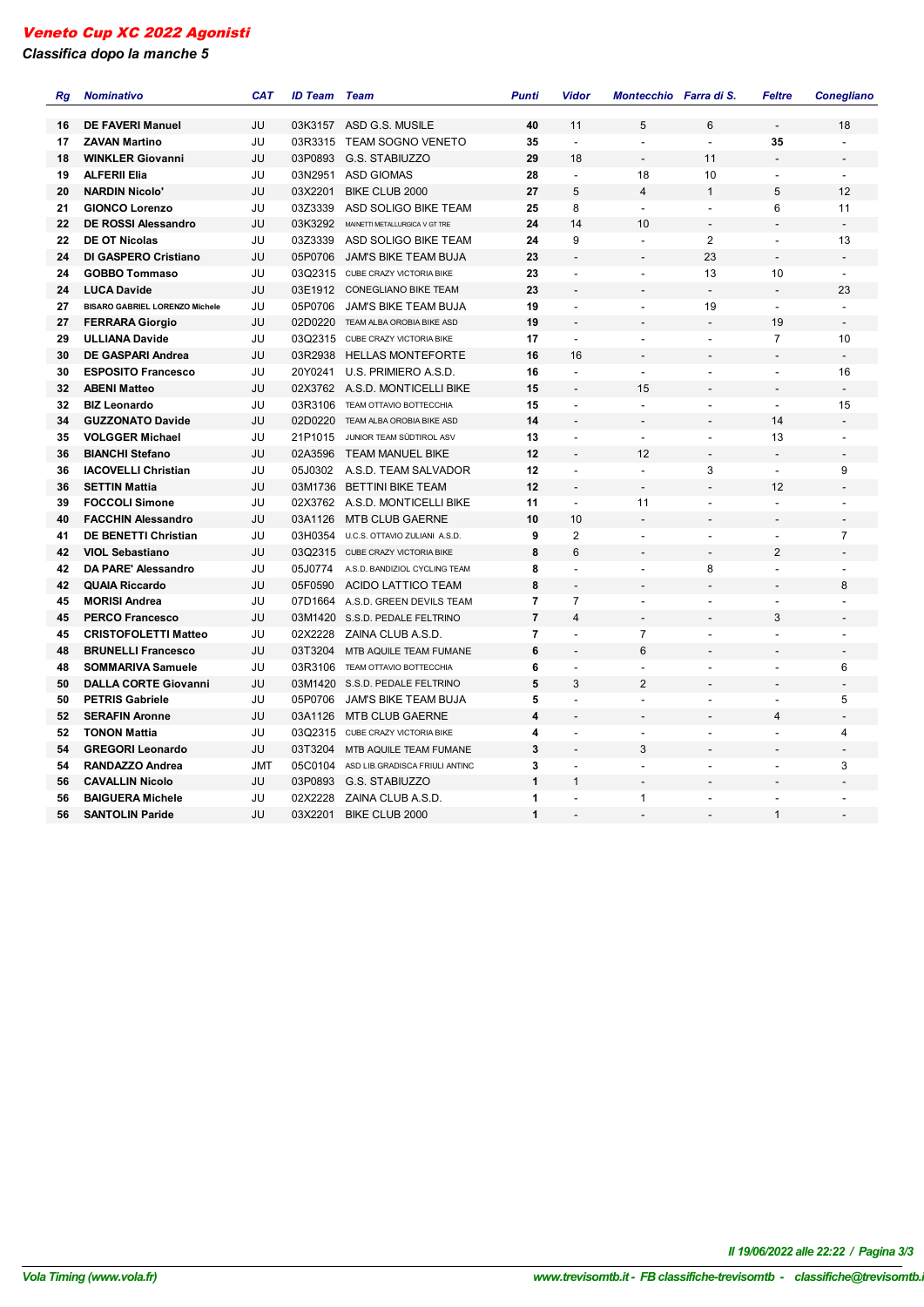# *Veneto Cup XC 2022 Agonisti*

## *Classifica dopo la manche 5*

| Rg | Nominativo | CAT | ID Team | Team | Punti | Vidor | Montecchio | Farra di S. | Feltre | Conegliano |
|---|---|---|---|---|---|---|---|---|---|---|
| 16 | **DE FAVERI Manuel** | JU | 03K3157 | ASD G.S. MUSILE | **40** | 11 | 5 | 6 | - | 18 |
| 17 | **ZAVAN Martino** | JU | 03R3315 | TEAM SOGNO VENETO | **35** | - | - | - | **35** | - |
| 18 | **WINKLER Giovanni** | JU | 03P0893 | G.S. STABIUZZO | **29** | 18 | - | 11 | - | - |
| 19 | **ALFERII Elia** | JU | 03N2951 | ASD GIOMAS | **28** | - | 18 | 10 | - | - |
| 20 | **NARDIN Nicolo'** | JU | 03X2201 | BIKE CLUB 2000 | **27** | 5 | 4 | 1 | 5 | 12 |
| 21 | **GIONCO Lorenzo** | JU | 03Z3339 | ASD SOLIGO BIKE TEAM | **25** | 8 | - | - | 6 | 11 |
| 22 | **DE ROSSI Alessandro** | JU | 03K3292 | MAINETTI METALLURGICA V GT TRE | **24** | 14 | 10 | - | - | - |
| 22 | **DE OT Nicolas** | JU | 03Z3339 | ASD SOLIGO BIKE TEAM | **24** | 9 | - | 2 | - | 13 |
| 24 | **DI GASPERO Cristiano** | JU | 05P0706 | JAM'S BIKE TEAM BUJA | **23** | - | - | 23 | - | - |
| 24 | **GOBBO Tommaso** | JU | 03Q2315 | CUBE CRAZY VICTORIA BIKE | **23** | - | - | 13 | 10 | - |
| 24 | **LUCA Davide** | JU | 03E1912 | CONEGLIANO BIKE TEAM | **23** | - | - | - | - | 23 |
| 27 | **BISARO GABRIEL LORENZO Michele** | JU | 05P0706 | JAM'S BIKE TEAM BUJA | **19** | - | - | 19 | - | - |
| 27 | **FERRARA Giorgio** | JU | 02D0220 | TEAM ALBA OROBIA BIKE ASD | **19** | - | - | - | 19 | - |
| 29 | **ULLIANA Davide** | JU | 03Q2315 | CUBE CRAZY VICTORIA BIKE | **17** | - | - | - | 7 | 10 |
| 30 | **DE GASPARI Andrea** | JU | 03R2938 | HELLAS MONTEFORTE | **16** | 16 | - | - | - | - |
| 30 | **ESPOSITO Francesco** | JU | 20Y0241 | U.S. PRIMIERO A.S.D. | **16** | - | - | - | - | 16 |
| 32 | **ABENI Matteo** | JU | 02X3762 | A.S.D. MONTICELLI BIKE | **15** | - | 15 | - | - | - |
| 32 | **BIZ Leonardo** | JU | 03R3106 | TEAM OTTAVIO BOTTECCHIA | **15** | - | - | - | - | 15 |
| 34 | **GUZZONATO Davide** | JU | 02D0220 | TEAM ALBA OROBIA BIKE ASD | **14** | - | - | - | 14 | - |
| 35 | **VOLGGER Michael** | JU | 21P1015 | JUNIOR TEAM SÜDTIROL ASV | **13** | - | - | - | 13 | - |
| 36 | **BIANCHI Stefano** | JU | 02A3596 | TEAM MANUEL BIKE | **12** | - | 12 | - | - | - |
| 36 | **IACOVELLI Christian** | JU | 05J0302 | A.S.D. TEAM SALVADOR | **12** | - | - | 3 | - | 9 |
| 36 | **SETTIN Mattia** | JU | 03M1736 | BETTINI BIKE TEAM | **12** | - | - | - | 12 | - |
| 39 | **FOCCOLI Simone** | JU | 02X3762 | A.S.D. MONTICELLI BIKE | **11** | - | 11 | - | - | - |
| 40 | **FACCHIN Alessandro** | JU | 03A1126 | MTB CLUB GAERNE | **10** | 10 | - | - | - | - |
| 41 | **DE BENETTI Christian** | JU | 03H0354 | U.C.S. OTTAVIO ZULIANI A.S.D. | **9** | 2 | - | - | - | 7 |
| 42 | **VIOL Sebastiano** | JU | 03Q2315 | CUBE CRAZY VICTORIA BIKE | **8** | 6 | - | - | 2 | - |
| 42 | **DA PARE' Alessandro** | JU | 05J0774 | A.S.D. BANDIZIOL CYCLING TEAM | **8** | - | - | 8 | - | - |
| 42 | **QUAIA Riccardo** | JU | 05F0590 | ACIDO LATTICO TEAM | **8** | - | - | - | - | 8 |
| 45 | **MORISI Andrea** | JU | 07D1664 | A.S.D. GREEN DEVILS TEAM | **7** | 7 | - | - | - | - |
| 45 | **PERCO Francesco** | JU | 03M1420 | S.S.D. PEDALE FELTRINO | **7** | 4 | - | - | 3 | - |
| 45 | **CRISTOFOLETTI Matteo** | JU | 02X2228 | ZAINA CLUB A.S.D. | **7** | - | 7 | - | - | - |
| 48 | **BRUNELLI Francesco** | JU | 03T3204 | MTB AQUILE TEAM FUMANE | **6** | - | 6 | - | - | - |
| 48 | **SOMMARIVA Samuele** | JU | 03R3106 | TEAM OTTAVIO BOTTECCHIA | **6** | - | - | - | - | 6 |
| 50 | **DALLA CORTE Giovanni** | JU | 03M1420 | S.S.D. PEDALE FELTRINO | **5** | 3 | 2 | - | - | - |
| 50 | **PETRIS Gabriele** | JU | 05P0706 | JAM'S BIKE TEAM BUJA | **5** | - | - | - | - | 5 |
| 52 | **SERAFIN Aronne** | JU | 03A1126 | MTB CLUB GAERNE | **4** | - | - | - | 4 | - |
| 52 | **TONON Mattia** | JU | 03Q2315 | CUBE CRAZY VICTORIA BIKE | **4** | - | - | - | - | 4 |
| 54 | **GREGORI Leonardo** | JU | 03T3204 | MTB AQUILE TEAM FUMANE | **3** | - | 3 | - | - | - |
| 54 | **RANDAZZO Andrea** | JMT | 05C0104 | ASD LIB.GRADISCA FRIULI ANTINC | **3** | - | - | - | - | 3 |
| 56 | **CAVALLIN Nicolo** | JU | 03P0893 | G.S. STABIUZZO | **1** | 1 | - | - | - | - |
| 56 | **BAIGUERA Michele** | JU | 02X2228 | ZAINA CLUB A.S.D. | **1** | - | 1 | - | - | - |
| 56 | **SANTOLIN Paride** | JU | 03X2201 | BIKE CLUB 2000 | **1** | - | - | - | 1 | - |

*Il 19/06/2022 alle 22:22*

*Vola Timing (www.vola.fr)* — *www.trevisomtb.it - FB classifiche-trevisomtb - classifiche@trevisomtb.i*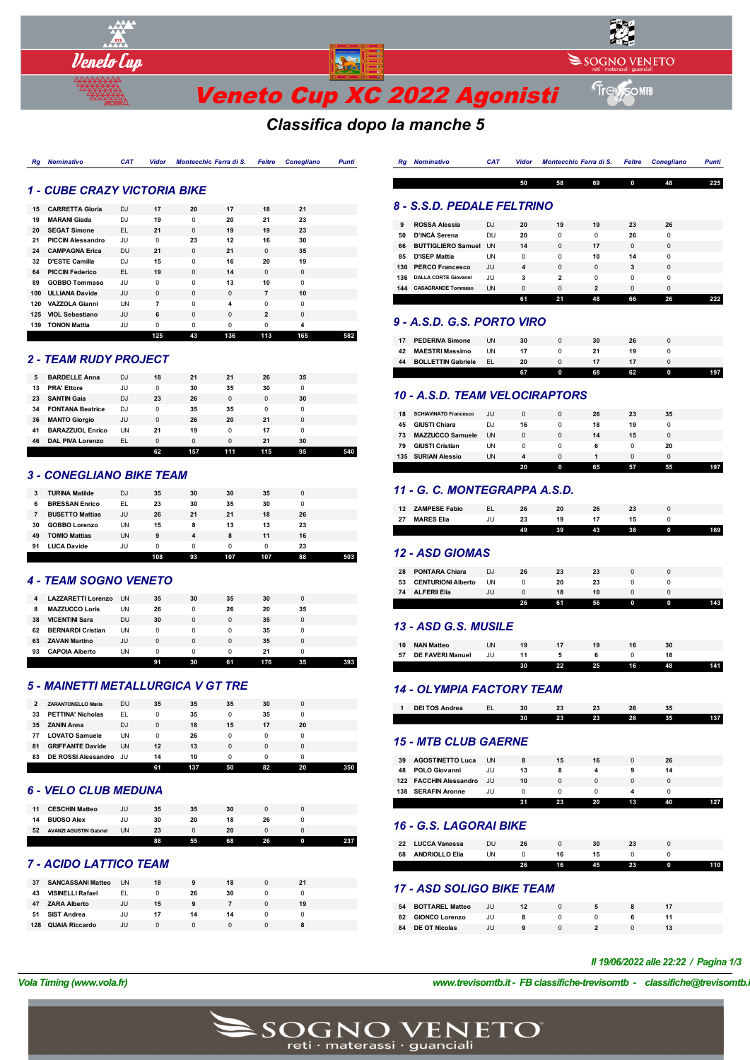# Veneto Cup XC 2022 Agonisti

## Classifica dopo la manche 5

### 1 - CUBE CRAZY VICTORIA BIKE

| Rg | Nominativo | CAT | Vidor | Montecchio | Farra di S. | Feltre | Conegliano | Punti |
|---|---|---|---|---|---|---|---|---|
| 15 | CARRETTA Gloria | DJ | 17 | 20 | 17 | 18 | 21 | |
| 19 | MARANI Giada | DJ | 19 | 0 | 20 | 21 | 23 | |
| 20 | SEGAT Simone | EL | 21 | 0 | 19 | 19 | 23 | |
| 21 | PICCIN Alessandro | JU | 0 | 23 | 12 | 16 | 30 | |
| 24 | CAMPAGNA Erica | DU | 21 | 0 | 21 | 0 | 35 | |
| 32 | D'ESTE Camilla | DJ | 15 | 0 | 16 | 20 | 19 | |
| 64 | PICCIN Federico | EL | 19 | 0 | 14 | 0 | 0 | |
| 89 | GOBBO Tommaso | JU | 0 | 0 | 13 | 10 | 0 | |
| 100 | ULLIANA Davide | JU | 0 | 0 | 0 | 7 | 10 | |
| 120 | VAZZOLA Gianni | UN | 7 | 0 | 4 | 0 | 0 | |
| 125 | VIOL Sebastiano | JU | 6 | 0 | 0 | 2 | 0 | |
| 139 | TONON Mattia | JU | 0 | 0 | 0 | 0 | 4 | |
| | | | 125 | 43 | 136 | 113 | 165 | 582 |

### 2 - TEAM RUDY PROJECT

| Rg | Nominativo | CAT | Vidor | Montecchio | Farra di S. | Feltre | Conegliano | Punti |
|---|---|---|---|---|---|---|---|---|
| 5 | BARDELLE Anna | DJ | 18 | 21 | 21 | 26 | 35 | |
| 13 | PRA' Ettore | JU | 0 | 30 | 35 | 30 | 0 | |
| 23 | SANTIN Gaia | DJ | 23 | 26 | 0 | 0 | 30 | |
| 34 | FONTANA Beatrice | DJ | 0 | 35 | 35 | 0 | 0 | |
| 36 | MANTO Giorgio | JU | 0 | 26 | 20 | 21 | 0 | |
| 41 | BARAZZUOL Enrico | UN | 21 | 19 | 0 | 17 | 0 | |
| 46 | DAL PIVA Lorenzo | EL | 0 | 0 | 0 | 21 | 30 | |
| | | | 62 | 157 | 111 | 115 | 95 | 540 |

### 3 - CONEGLIANO BIKE TEAM

| Rg | Nominativo | CAT | Vidor | Montecchio | Farra di S. | Feltre | Conegliano | Punti |
|---|---|---|---|---|---|---|---|---|
| 3 | TURINA Matilde | DJ | 35 | 30 | 30 | 35 | 0 | |
| 6 | BRESSAN Enrico | EL | 23 | 30 | 35 | 30 | 0 | |
| 7 | BUSETTO Mattias | JU | 26 | 21 | 21 | 18 | 26 | |
| 30 | GOBBO Lorenzo | UN | 15 | 8 | 13 | 13 | 23 | |
| 49 | TOMIO Mattias | UN | 9 | 4 | 8 | 11 | 16 | |
| 91 | LUCA Davide | JU | 0 | 0 | 0 | 0 | 23 | |
| | | | 108 | 93 | 107 | 107 | 88 | 503 |

### 4 - TEAM SOGNO VENETO

| Rg | Nominativo | CAT | Vidor | Montecchio | Farra di S. | Feltre | Conegliano | Punti |
|---|---|---|---|---|---|---|---|---|
| 4 | LAZZARETTI Lorenzo | UN | 35 | 30 | 35 | 30 | 0 | |
| 8 | MAZZUCCO Loris | UN | 26 | 0 | 26 | 20 | 35 | |
| 38 | VICENTINI Sara | DU | 30 | 0 | 0 | 35 | 0 | |
| 62 | BERNARDI Cristian | UN | 0 | 0 | 0 | 35 | 0 | |
| 63 | ZAVAN Martino | JU | 0 | 0 | 0 | 35 | 0 | |
| 93 | CAPOIA Alberto | UN | 0 | 0 | 0 | 21 | 0 | |
| | | | 91 | 30 | 61 | 176 | 35 | 393 |

### 5 - MAINETTI METALLURGICA V GT TRE

| Rg | Nominativo | CAT | Vidor | Montecchio | Farra di S. | Feltre | Conegliano | Punti |
|---|---|---|---|---|---|---|---|---|
| 2 | ZARANTONELLO Maria | DU | 35 | 35 | 35 | 30 | 0 | |
| 33 | PETTINA' Nicholas | EL | 0 | 35 | 0 | 35 | 0 | |
| 35 | ZANIN Anna | DJ | 0 | 18 | 15 | 17 | 20 | |
| 77 | LOVATO Samuele | UN | 0 | 26 | 0 | 0 | 0 | |
| 81 | GRIFFANTE Davide | UN | 12 | 13 | 0 | 0 | 0 | |
| 83 | DE ROSSI Alessandro | JU | 14 | 10 | 0 | 0 | 0 | |
| | | | 61 | 137 | 50 | 82 | 20 | 350 |

### 6 - VELO CLUB MEDUNA

| Rg | Nominativo | CAT | Vidor | Montecchio | Farra di S. | Feltre | Conegliano | Punti |
|---|---|---|---|---|---|---|---|---|
| 11 | CESCHIN Matteo | JU | 35 | 35 | 30 | 0 | 0 | |
| 14 | BUOSO Alex | JU | 30 | 20 | 18 | 26 | 0 | |
| 52 | AVANZI AGUSTIN Gabriel | UN | 23 | 0 | 20 | 0 | 0 | |
| | | | 88 | 55 | 68 | 26 | 0 | 237 |

### 7 - ACIDO LATTICO TEAM

| Rg | Nominativo | CAT | Vidor | Montecchio | Farra di S. | Feltre | Conegliano | Punti |
|---|---|---|---|---|---|---|---|---|
| 37 | SANCASSANI Matteo | UN | 18 | 9 | 18 | 0 | 21 | |
| 43 | VISINELLI Rafael | EL | 0 | 26 | 30 | 0 | 0 | |
| 47 | ZARA Alberto | JU | 15 | 9 | 7 | 0 | 19 | |
| 51 | SIST Andrea | JU | 17 | 14 | 14 | 0 | 0 | |
| 128 | QUAIA Riccardo | JU | 0 | 0 | 0 | 0 | 8 | |
| | | | 50 | 58 | 69 | 0 | 48 | 225 |

### 8 - S.S.D. PEDALE FELTRINO

| Rg | Nominativo | CAT | Vidor | Montecchio | Farra di S. | Feltre | Conegliano | Punti |
|---|---|---|---|---|---|---|---|---|
| 9 | ROSSA Alessia | DJ | 20 | 19 | 19 | 23 | 26 | |
| 50 | D'INCÀ Serena | DU | 20 | 0 | 0 | 26 | 0 | |
| 66 | BUTTIGLIERO Samuel | UN | 14 | 0 | 17 | 0 | 0 | |
| 85 | D'ISEP Mattia | UN | 0 | 0 | 10 | 14 | 0 | |
| 130 | PERCO Francesco | JU | 4 | 0 | 0 | 3 | 0 | |
| 136 | DALLA CORTE Giovanni | JU | 3 | 2 | 0 | 0 | 0 | |
| 144 | CASAGRANDE Tommaso | UN | 0 | 0 | 2 | 0 | 0 | |
| | | | 61 | 21 | 48 | 66 | 26 | 222 |

### 9 - A.S.D. G.S. PORTO VIRO

| Rg | Nominativo | CAT | Vidor | Montecchio | Farra di S. | Feltre | Conegliano | Punti |
|---|---|---|---|---|---|---|---|---|
| 17 | PEDERIVA Simone | UN | 30 | 0 | 30 | 26 | 0 | |
| 42 | MAESTRI Massimo | UN | 17 | 0 | 21 | 19 | 0 | |
| 44 | BOLLETTIN Gabriele | EL | 20 | 0 | 17 | 17 | 0 | |
| | | | 67 | 0 | 68 | 62 | 0 | 197 |

### 10 - A.S.D. TEAM VELOCIRAPTORS

| Rg | Nominativo | CAT | Vidor | Montecchio | Farra di S. | Feltre | Conegliano | Punti |
|---|---|---|---|---|---|---|---|---|
| 18 | SCHIAVINATO Francesco | JU | 0 | 0 | 26 | 23 | 35 | |
| 45 | GIUSTI Chiara | DJ | 16 | 0 | 18 | 19 | 0 | |
| 73 | MAZZUCCO Samuele | UN | 0 | 0 | 14 | 15 | 0 | |
| 79 | GIUSTI Cristian | UN | 0 | 0 | 6 | 0 | 20 | |
| 135 | SURIAN Alessio | UN | 4 | 0 | 1 | 0 | 0 | |
| | | | 20 | 0 | 65 | 57 | 55 | 197 |

### 11 - G. C. MONTEGRAPPA A.S.D.

| Rg | Nominativo | CAT | Vidor | Montecchio | Farra di S. | Feltre | Conegliano | Punti |
|---|---|---|---|---|---|---|---|---|
| 12 | ZAMPESE Fabio | EL | 26 | 20 | 26 | 23 | 0 | |
| 27 | MARES Elia | JU | 23 | 19 | 17 | 15 | 0 | |
| | | | 49 | 39 | 43 | 38 | 0 | 169 |

### 12 - ASD GIOMAS

| Rg | Nominativo | CAT | Vidor | Montecchio | Farra di S. | Feltre | Conegliano | Punti |
|---|---|---|---|---|---|---|---|---|
| 28 | PONTARA Chiara | DJ | 26 | 23 | 23 | 0 | 0 | |
| 53 | CENTURIONI Alberto | UN | 0 | 20 | 23 | 0 | 0 | |
| 74 | ALFERII Elia | JU | 0 | 18 | 10 | 0 | 0 | |
| | | | 26 | 61 | 56 | 0 | 0 | 143 |

### 13 - ASD G.S. MUSILE

| Rg | Nominativo | CAT | Vidor | Montecchio | Farra di S. | Feltre | Conegliano | Punti |
|---|---|---|---|---|---|---|---|---|
| 10 | NAN Matteo | UN | 19 | 17 | 19 | 16 | 30 | |
| 57 | DE FAVERI Manuel | JU | 11 | 5 | 6 | 0 | 18 | |
| | | | 30 | 22 | 25 | 16 | 48 | 141 |

### 14 - OLYMPIA FACTORY TEAM

| Rg | Nominativo | CAT | Vidor | Montecchio | Farra di S. | Feltre | Conegliano | Punti |
|---|---|---|---|---|---|---|---|---|
| 1 | DEI TOS Andrea | EL | 30 | 23 | 23 | 26 | 35 | |
| | | | 30 | 23 | 23 | 26 | 35 | 137 |

### 15 - MTB CLUB GAERNE

| Rg | Nominativo | CAT | Vidor | Montecchio | Farra di S. | Feltre | Conegliano | Punti |
|---|---|---|---|---|---|---|---|---|
| 39 | AGOSTINETTO Luca | UN | 8 | 15 | 16 | 0 | 26 | |
| 48 | POLO Giovanni | JU | 13 | 8 | 4 | 9 | 14 | |
| 122 | FACCHIN Alessandro | JU | 10 | 0 | 0 | 0 | 0 | |
| 138 | SERAFIN Aronne | JU | 0 | 0 | 0 | 4 | 0 | |
| | | | 31 | 23 | 20 | 13 | 40 | 127 |

### 16 - G.S. LAGORAI BIKE

| Rg | Nominativo | CAT | Vidor | Montecchio | Farra di S. | Feltre | Conegliano | Punti |
|---|---|---|---|---|---|---|---|---|
| 22 | LUCCA Vanessa | DU | 26 | 0 | 30 | 23 | 0 | |
| 68 | ANDRIOLLO Elia | UN | 0 | 16 | 15 | 0 | 0 | |
| | | | 26 | 16 | 45 | 23 | 0 | 110 |

### 17 - ASD SOLIGO BIKE TEAM

| Rg | Nominativo | CAT | Vidor | Montecchio | Farra di S. | Feltre | Conegliano | Punti |
|---|---|---|---|---|---|---|---|---|
| 54 | BOTTAREL Matteo | JU | 12 | 0 | 5 | 8 | 17 | |
| 82 | GIONCO Lorenzo | JU | 8 | 0 | 0 | 6 | 11 | |
| 84 | DE OT Nicolas | JU | 9 | 0 | 2 | 0 | 13 | |

*Il 19/06/2022 alle 22:22 / Pagina 1/3*

*Vola Timing (www.vola.fr)* — *www.trevisomtb.it - FB classifiche-trevisomtb - classifiche@trevisomtb.it*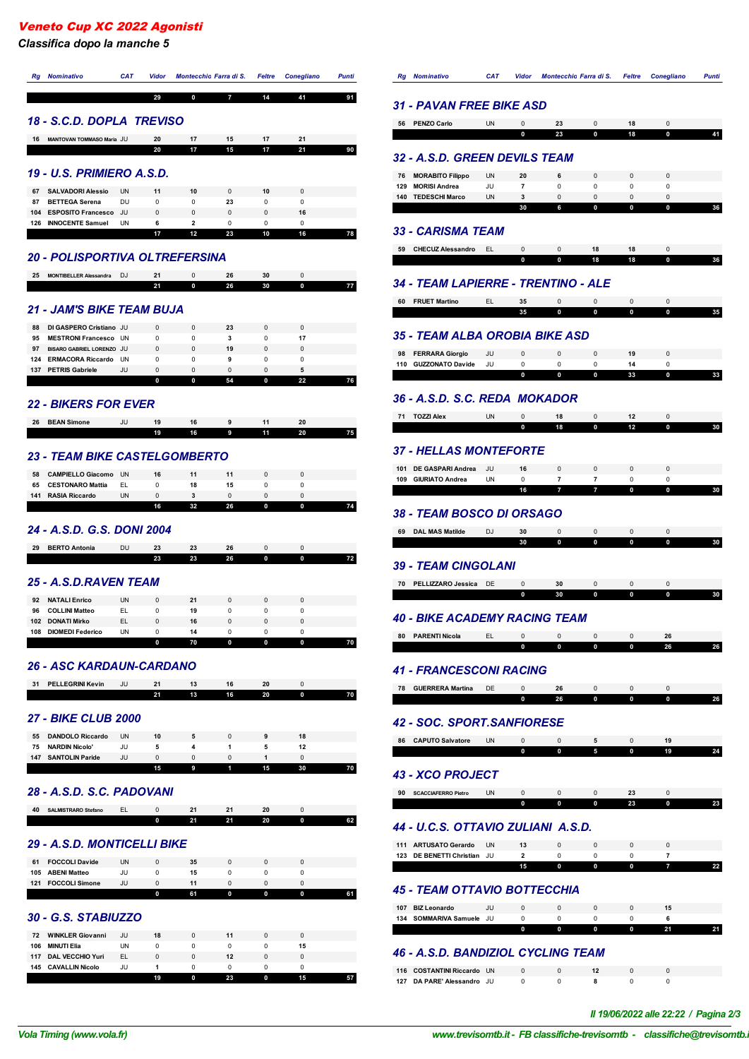## Veneto Cup XC 2022 Agonisti

### Classifica dopo la manche 5

| Rg | Nominativo | CAT | Vidor | Montecchio | Farra di S. | Feltre | Conegliano | Punti |
|---|---|---|---|---|---|---|---|---|
| | | | 29 | 0 | 7 | 14 | 41 | 91 |

### 18 - S.C.D. DOPLA TREVISO

| Rg | Nominativo | CAT | Vidor | Montecchio | Farra di S. | Feltre | Conegliano | Punti |
|---|---|---|---|---|---|---|---|---|
| 16 | MANTOVAN TOMMASO Maria | JU | 20 | 17 | 15 | 17 | 21 | |
| | | | 20 | 17 | 15 | 17 | 21 | 90 |

### 19 - U.S. PRIMIERO A.S.D.

| Rg | Nominativo | CAT | Vidor | Montecchio | Farra di S. | Feltre | Conegliano | Punti |
|---|---|---|---|---|---|---|---|---|
| 67 | SALVADORI Alessio | UN | 11 | 10 | 0 | 10 | 0 | |
| 87 | BETTEGA Serena | DU | 0 | 0 | 23 | 0 | 0 | |
| 104 | ESPOSITO Francesco | JU | 0 | 0 | 0 | 0 | 16 | |
| 126 | INNOCENTE Samuel | UN | 6 | 2 | 0 | 0 | 0 | |
| | | | 17 | 12 | 23 | 10 | 16 | 78 |

### 20 - POLISPORTIVA OLTREFERSINA

| Rg | Nominativo | CAT | Vidor | Montecchio | Farra di S. | Feltre | Conegliano | Punti |
|---|---|---|---|---|---|---|---|---|
| 25 | MONTIBELLER Alessandra | DJ | 21 | 0 | 26 | 30 | 0 | |
| | | | 21 | 0 | 26 | 30 | 0 | 77 |

### 21 - JAM'S BIKE TEAM BUJA

| Rg | Nominativo | CAT | Vidor | Montecchio | Farra di S. | Feltre | Conegliano | Punti |
|---|---|---|---|---|---|---|---|---|
| 88 | DI GASPERO Cristiano | JU | 0 | 0 | 23 | 0 | 0 | |
| 95 | MESTRONI Francesco | UN | 0 | 0 | 3 | 0 | 17 | |
| 97 | BISARO GABRIEL LORENZO | JU | 0 | 0 | 19 | 0 | 0 | |
| 124 | ERMACORA Riccardo | UN | 0 | 0 | 9 | 0 | 0 | |
| 137 | PETRIS Gabriele | JU | 0 | 0 | 0 | 0 | 5 | |
| | | | 0 | 0 | 54 | 0 | 22 | 76 |

### 22 - BIKERS FOR EVER

| Rg | Nominativo | CAT | Vidor | Montecchio | Farra di S. | Feltre | Conegliano | Punti |
|---|---|---|---|---|---|---|---|---|
| 26 | BEAN Simone | JU | 19 | 16 | 9 | 11 | 20 | |
| | | | 19 | 16 | 9 | 11 | 20 | 75 |

### 23 - TEAM BIKE CASTELGOMBERTO

| Rg | Nominativo | CAT | Vidor | Montecchio | Farra di S. | Feltre | Conegliano | Punti |
|---|---|---|---|---|---|---|---|---|
| 58 | CAMPIELLO Giacomo | UN | 16 | 11 | 11 | 0 | 0 | |
| 65 | CESTONARO Mattia | EL | 0 | 18 | 15 | 0 | 0 | |
| 141 | RASIA Riccardo | UN | 0 | 3 | 0 | 0 | 0 | |
| | | | 16 | 32 | 26 | 0 | 0 | 74 |

### 24 - A.S.D. G.S. DONI 2004

| Rg | Nominativo | CAT | Vidor | Montecchio | Farra di S. | Feltre | Conegliano | Punti |
|---|---|---|---|---|---|---|---|---|
| 29 | BERTO Antonia | DU | 23 | 23 | 26 | 0 | 0 | |
| | | | 23 | 23 | 26 | 0 | 0 | 72 |

### 25 - A.S.D.RAVEN TEAM

| Rg | Nominativo | CAT | Vidor | Montecchio | Farra di S. | Feltre | Conegliano | Punti |
|---|---|---|---|---|---|---|---|---|
| 92 | NATALI Enrico | UN | 0 | 21 | 0 | 0 | 0 | |
| 96 | COLLINI Matteo | EL | 0 | 19 | 0 | 0 | 0 | |
| 102 | DONATI Mirko | EL | 0 | 16 | 0 | 0 | 0 | |
| 108 | DIOMEDI Federico | UN | 0 | 14 | 0 | 0 | 0 | |
| | | | 0 | 70 | 0 | 0 | 0 | 70 |

### 26 - ASC KARDAUN-CARDANO

| Rg | Nominativo | CAT | Vidor | Montecchio | Farra di S. | Feltre | Conegliano | Punti |
|---|---|---|---|---|---|---|---|---|
| 31 | PELLEGRINI Kevin | JU | 21 | 13 | 16 | 20 | 0 | |
| | | | 21 | 13 | 16 | 20 | 0 | 70 |

### 27 - BIKE CLUB 2000

| Rg | Nominativo | CAT | Vidor | Montecchio | Farra di S. | Feltre | Conegliano | Punti |
|---|---|---|---|---|---|---|---|---|
| 55 | DANDOLO Riccardo | UN | 10 | 5 | 0 | 9 | 18 | |
| 75 | NARDIN Nicolo' | JU | 5 | 4 | 1 | 5 | 12 | |
| 147 | SANTOLIN Paride | JU | 0 | 0 | 0 | 1 | 0 | |
| | | | 15 | 9 | 1 | 15 | 30 | 70 |

### 28 - A.S.D. S.C. PADOVANI

| Rg | Nominativo | CAT | Vidor | Montecchio | Farra di S. | Feltre | Conegliano | Punti |
|---|---|---|---|---|---|---|---|---|
| 40 | SALMISTRARO Stefano | EL | 0 | 21 | 21 | 20 | 0 | |
| | | | 0 | 21 | 21 | 20 | 0 | 62 |

### 29 - A.S.D. MONTICELLI BIKE

| Rg | Nominativo | CAT | Vidor | Montecchio | Farra di S. | Feltre | Conegliano | Punti |
|---|---|---|---|---|---|---|---|---|
| 61 | FOCCOLI Davide | UN | 0 | 35 | 0 | 0 | 0 | |
| 105 | ABENI Matteo | JU | 0 | 15 | 0 | 0 | 0 | |
| 121 | FOCCOLI Simone | JU | 0 | 11 | 0 | 0 | 0 | |
| | | | 0 | 61 | 0 | 0 | 0 | 61 |

### 30 - G.S. STABIUZZO

| Rg | Nominativo | CAT | Vidor | Montecchio | Farra di S. | Feltre | Conegliano | Punti |
|---|---|---|---|---|---|---|---|---|
| 72 | WINKLER Giovanni | JU | 18 | 0 | 11 | 0 | 0 | |
| 106 | MINUTI Elia | UN | 0 | 0 | 0 | 0 | 15 | |
| 117 | DAL VECCHIO Yuri | EL | 0 | 0 | 12 | 0 | 0 | |
| 145 | CAVALLIN Nicolo | JU | 1 | 0 | 0 | 0 | 0 | |
| | | | 19 | 0 | 23 | 0 | 15 | 57 |

### 31 - PAVAN FREE BIKE ASD

| Rg | Nominativo | CAT | Vidor | Montecchio | Farra di S. | Feltre | Conegliano | Punti |
|---|---|---|---|---|---|---|---|---|
| 56 | PENZO Carlo | UN | 0 | 23 | 0 | 18 | 0 | |
| | | | 0 | 23 | 0 | 18 | 0 | 41 |

### 32 - A.S.D. GREEN DEVILS TEAM

| Rg | Nominativo | CAT | Vidor | Montecchio | Farra di S. | Feltre | Conegliano | Punti |
|---|---|---|---|---|---|---|---|---|
| 76 | MORABITO Filippo | UN | 20 | 6 | 0 | 0 | 0 | |
| 129 | MORISI Andrea | JU | 7 | 0 | 0 | 0 | 0 | |
| 140 | TEDESCHI Marco | UN | 3 | 0 | 0 | 0 | 0 | |
| | | | 30 | 6 | 0 | 0 | 0 | 36 |

### 33 - CARISMA TEAM

| Rg | Nominativo | CAT | Vidor | Montecchio | Farra di S. | Feltre | Conegliano | Punti |
|---|---|---|---|---|---|---|---|---|
| 59 | CHECUZ Alessandro | EL | 0 | 0 | 18 | 18 | 0 | |
| | | | 0 | 0 | 18 | 18 | 0 | 36 |

### 34 - TEAM LAPIERRE - TRENTINO - ALE

| Rg | Nominativo | CAT | Vidor | Montecchio | Farra di S. | Feltre | Conegliano | Punti |
|---|---|---|---|---|---|---|---|---|
| 60 | FRUET Martino | EL | 35 | 0 | 0 | 0 | 0 | |
| | | | 35 | 0 | 0 | 0 | 0 | 35 |

### 35 - TEAM ALBA OROBIA BIKE ASD

| Rg | Nominativo | CAT | Vidor | Montecchio | Farra di S. | Feltre | Conegliano | Punti |
|---|---|---|---|---|---|---|---|---|
| 98 | FERRARA Giorgio | JU | 0 | 0 | 0 | 19 | 0 | |
| 110 | GUZZONATO Davide | JU | 0 | 0 | 0 | 14 | 0 | |
| | | | 0 | 0 | 0 | 33 | 0 | 33 |

### 36 - A.S.D. S.C. REDA MOKADOR

| Rg | Nominativo | CAT | Vidor | Montecchio | Farra di S. | Feltre | Conegliano | Punti |
|---|---|---|---|---|---|---|---|---|
| 71 | TOZZI Alex | UN | 0 | 18 | 0 | 12 | 0 | |
| | | | 0 | 18 | 0 | 12 | 0 | 30 |

### 37 - HELLAS MONTEFORTE

| Rg | Nominativo | CAT | Vidor | Montecchio | Farra di S. | Feltre | Conegliano | Punti |
|---|---|---|---|---|---|---|---|---|
| 101 | DE GASPARI Andrea | JU | 16 | 0 | 0 | 0 | 0 | |
| 109 | GIURIATO Andrea | UN | 0 | 7 | 7 | 0 | 0 | |
| | | | 16 | 7 | 7 | 0 | 0 | 30 |

### 38 - TEAM BOSCO DI ORSAGO

| Rg | Nominativo | CAT | Vidor | Montecchio | Farra di S. | Feltre | Conegliano | Punti |
|---|---|---|---|---|---|---|---|---|
| 69 | DAL MAS Matilde | DJ | 30 | 0 | 0 | 0 | 0 | |
| | | | 30 | 0 | 0 | 0 | 0 | 30 |

### 39 - TEAM CINGOLANI

| Rg | Nominativo | CAT | Vidor | Montecchio | Farra di S. | Feltre | Conegliano | Punti |
|---|---|---|---|---|---|---|---|---|
| 70 | PELLIZZARO Jessica | DE | 0 | 30 | 0 | 0 | 0 | |
| | | | 0 | 30 | 0 | 0 | 0 | 30 |

### 40 - BIKE ACADEMY RACING TEAM

| Rg | Nominativo | CAT | Vidor | Montecchio | Farra di S. | Feltre | Conegliano | Punti |
|---|---|---|---|---|---|---|---|---|
| 80 | PARENTI Nicola | EL | 0 | 0 | 0 | 0 | 26 | |
| | | | 0 | 0 | 0 | 0 | 26 | 26 |

### 41 - FRANCESCONI RACING

| Rg | Nominativo | CAT | Vidor | Montecchio | Farra di S. | Feltre | Conegliano | Punti |
|---|---|---|---|---|---|---|---|---|
| 78 | GUERRERA Martina | DE | 0 | 26 | 0 | 0 | 0 | |
| | | | 0 | 26 | 0 | 0 | 0 | 26 |

### 42 - SOC. SPORT.SANFIORESE

| Rg | Nominativo | CAT | Vidor | Montecchio | Farra di S. | Feltre | Conegliano | Punti |
|---|---|---|---|---|---|---|---|---|
| 86 | CAPUTO Salvatore | UN | 0 | 0 | 5 | 0 | 19 | |
| | | | 0 | 0 | 5 | 0 | 19 | 24 |

### 43 - XCO PROJECT

| Rg | Nominativo | CAT | Vidor | Montecchio | Farra di S. | Feltre | Conegliano | Punti |
|---|---|---|---|---|---|---|---|---|
| 90 | SCACCIAFERRO Pietro | UN | 0 | 0 | 0 | 23 | 0 | |
| | | | 0 | 0 | 0 | 23 | 0 | 23 |

### 44 - U.C.S. OTTAVIO ZULIANI A.S.D.

| Rg | Nominativo | CAT | Vidor | Montecchio | Farra di S. | Feltre | Conegliano | Punti |
|---|---|---|---|---|---|---|---|---|
| 111 | ARTUSATO Gerardo | UN | 13 | 0 | 0 | 0 | 0 | |
| 123 | DE BENETTI Christian | JU | 2 | 0 | 0 | 0 | 7 | |
| | | | 15 | 0 | 0 | 0 | 7 | 22 |

### 45 - TEAM OTTAVIO BOTTECCHIA

| Rg | Nominativo | CAT | Vidor | Montecchio | Farra di S. | Feltre | Conegliano | Punti |
|---|---|---|---|---|---|---|---|---|
| 107 | BIZ Leonardo | JU | 0 | 0 | 0 | 0 | 15 | |
| 134 | SOMMARIVA Samuele | JU | 0 | 0 | 0 | 0 | 6 | |
| | | | 0 | 0 | 0 | 0 | 21 | 21 |

### 46 - A.S.D. BANDIZIOL CYCLING TEAM

| Rg | Nominativo | CAT | Vidor | Montecchio | Farra di S. | Feltre | Conegliano | Punti |
|---|---|---|---|---|---|---|---|---|
| 116 | COSTANTINI Riccardo | UN | 0 | 0 | 12 | 0 | 0 | |
| 127 | DA PARE' Alessandro | JU | 0 | 0 | 8 | 0 | 0 | |

*Il 19/06/2022 alle 22:22 / Pagina 2/3*

*Vola Timing (www.vola.fr)* — *www.trevisomtb.it - FB classifiche-trevisomtb - classifiche@trevisomtb.it*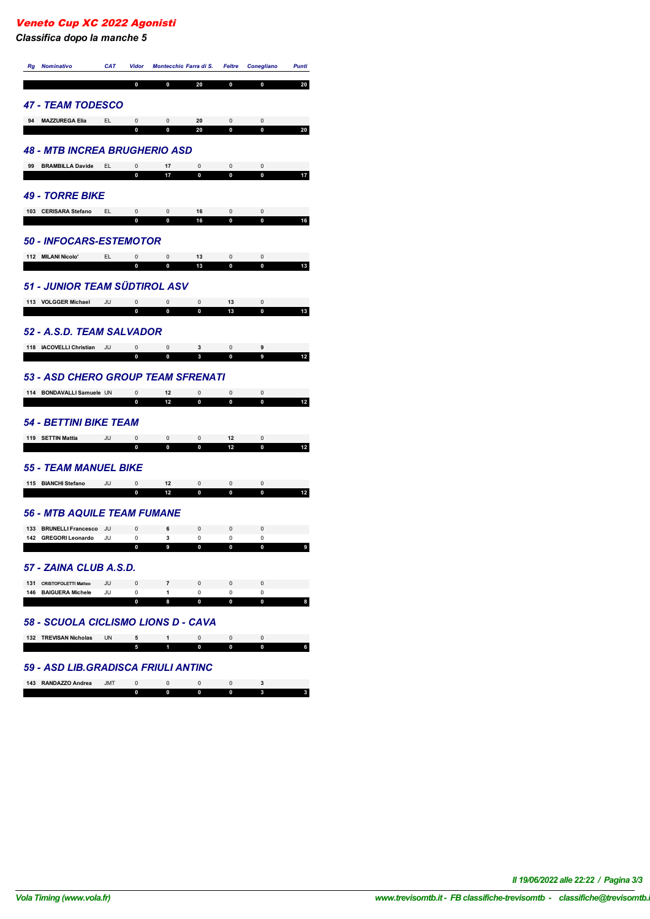# Veneto Cup XC 2022 Agonisti

## Classifica dopo la manche 5

| Rg | Nominativo | CAT | Vidor | Montecchio | Farra di S. | Feltre | Conegliano | Punti |
|---|---|---|---|---|---|---|---|---|
| | | | 0 | 0 | 20 | 0 | 0 | 20 |

### 47 - TEAM TODESCO

| Rg | Nominativo | CAT | Vidor | Montecchio | Farra di S. | Feltre | Conegliano | Punti |
|---|---|---|---|---|---|---|---|---|
| 94 | MAZZUREGA Elia | EL | 0 | 0 | 20 | 0 | 0 | |
| | | | 0 | 0 | 20 | 0 | 0 | 20 |

### 48 - MTB INCREA BRUGHERIO ASD

| Rg | Nominativo | CAT | Vidor | Montecchio | Farra di S. | Feltre | Conegliano | Punti |
|---|---|---|---|---|---|---|---|---|
| 99 | BRAMBILLA Davide | EL | 0 | 17 | 0 | 0 | 0 | |
| | | | 0 | 17 | 0 | 0 | 0 | 17 |

### 49 - TORRE BIKE

| Rg | Nominativo | CAT | Vidor | Montecchio | Farra di S. | Feltre | Conegliano | Punti |
|---|---|---|---|---|---|---|---|---|
| 103 | CERISARA Stefano | EL | 0 | 0 | 16 | 0 | 0 | |
| | | | 0 | 0 | 16 | 0 | 0 | 16 |

### 50 - INFOCARS-ESTEMOTOR

| Rg | Nominativo | CAT | Vidor | Montecchio | Farra di S. | Feltre | Conegliano | Punti |
|---|---|---|---|---|---|---|---|---|
| 112 | MILANI Nicolo' | EL | 0 | 0 | 13 | 0 | 0 | |
| | | | 0 | 0 | 13 | 0 | 0 | 13 |

### 51 - JUNIOR TEAM SÜDTIROL ASV

| Rg | Nominativo | CAT | Vidor | Montecchio | Farra di S. | Feltre | Conegliano | Punti |
|---|---|---|---|---|---|---|---|---|
| 113 | VOLGGER Michael | JU | 0 | 0 | 0 | 13 | 0 | |
| | | | 0 | 0 | 0 | 13 | 0 | 13 |

### 52 - A.S.D. TEAM SALVADOR

| Rg | Nominativo | CAT | Vidor | Montecchio | Farra di S. | Feltre | Conegliano | Punti |
|---|---|---|---|---|---|---|---|---|
| 118 | IACOVELLI Christian | JU | 0 | 0 | 3 | 0 | 9 | |
| | | | 0 | 0 | 3 | 0 | 9 | 12 |

### 53 - ASD CHERO GROUP TEAM SFRENATI

| Rg | Nominativo | CAT | Vidor | Montecchio | Farra di S. | Feltre | Conegliano | Punti |
|---|---|---|---|---|---|---|---|---|
| 114 | BONDAVALLI Samuele | UN | 0 | 12 | 0 | 0 | 0 | |
| | | | 0 | 12 | 0 | 0 | 0 | 12 |

### 54 - BETTINI BIKE TEAM

| Rg | Nominativo | CAT | Vidor | Montecchio | Farra di S. | Feltre | Conegliano | Punti |
|---|---|---|---|---|---|---|---|---|
| 119 | SETTIN Mattia | JU | 0 | 0 | 0 | 12 | 0 | |
| | | | 0 | 0 | 0 | 12 | 0 | 12 |

### 55 - TEAM MANUEL BIKE

| Rg | Nominativo | CAT | Vidor | Montecchio | Farra di S. | Feltre | Conegliano | Punti |
|---|---|---|---|---|---|---|---|---|
| 115 | BIANCHI Stefano | JU | 0 | 12 | 0 | 0 | 0 | |
| | | | 0 | 12 | 0 | 0 | 0 | 12 |

### 56 - MTB AQUILE TEAM FUMANE

| Rg | Nominativo | CAT | Vidor | Montecchio | Farra di S. | Feltre | Conegliano | Punti |
|---|---|---|---|---|---|---|---|---|
| 133 | BRUNELLI Francesco | JU | 0 | 6 | 0 | 0 | 0 | |
| 142 | GREGORI Leonardo | JU | 0 | 3 | 0 | 0 | 0 | |
| | | | 0 | 9 | 0 | 0 | 0 | 9 |

### 57 - ZAINA CLUB A.S.D.

| Rg | Nominativo | CAT | Vidor | Montecchio | Farra di S. | Feltre | Conegliano | Punti |
|---|---|---|---|---|---|---|---|---|
| 131 | CRISTOFOLETTI Matteo | JU | 0 | 7 | 0 | 0 | 0 | |
| 146 | BAIGUERA Michele | JU | 0 | 1 | 0 | 0 | 0 | |
| | | | 0 | 8 | 0 | 0 | 0 | 8 |

### 58 - SCUOLA CICLISMO LIONS D - CAVA

| Rg | Nominativo | CAT | Vidor | Montecchio | Farra di S. | Feltre | Conegliano | Punti |
|---|---|---|---|---|---|---|---|---|
| 132 | TREVISAN Nicholas | UN | 5 | 1 | 0 | 0 | 0 | |
| | | | 5 | 1 | 0 | 0 | 0 | 6 |

### 59 - ASD LIB.GRADISCA FRIULI ANTINC

| Rg | Nominativo | CAT | Vidor | Montecchio | Farra di S. | Feltre | Conegliano | Punti |
|---|---|---|---|---|---|---|---|---|
| 143 | RANDAZZO Andrea | JMT | 0 | 0 | 0 | 0 | 3 | |
| | | | 0 | 0 | 0 | 0 | 3 | 3 |

*Il 19/06/2022 alle 22:22*

*Vola Timing (www.vola.fr)* — *www.trevisomtb.it - FB classifiche-trevisomtb - classifiche@trevisomtb.i*